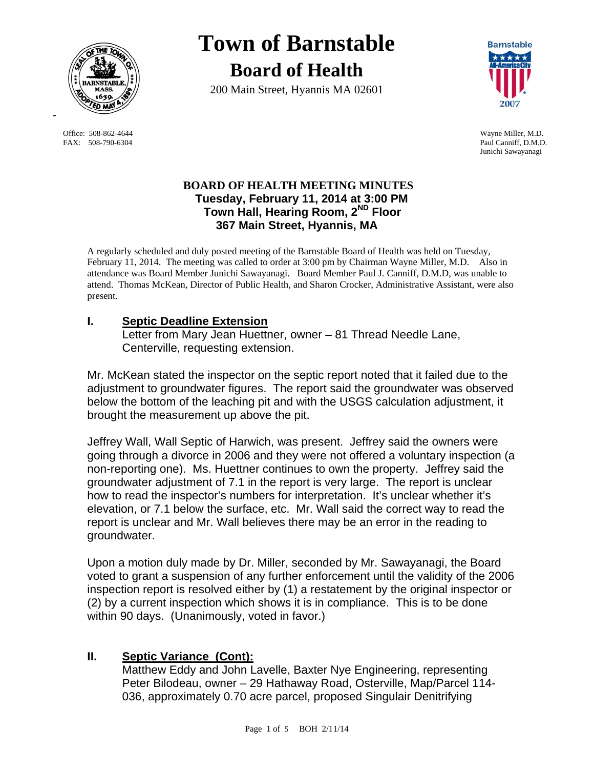# Town of Barnstable

## Board of Health

200 Main Street, Hyannis MA 02601

Office: 508-862-4644
FAX: 508-790-6304

Wayne Miller, M.D.
Paul Canniff, D.M.D.
Junichi Sawayanagi

**BOARD OF HEALTH MEETING MINUTES**
**Tuesday, February 11, 2014 at 3:00 PM**
**Town Hall, Hearing Room, 2[ND] Floor**
**367 Main Street, Hyannis, MA**

A regularly scheduled and duly posted meeting of the Barnstable Board of Health was held on Tuesday, February 11, 2014. The meeting was called to order at 3:00 pm by Chairman Wayne Miller, M.D. Also in attendance was Board Member Junichi Sawayanagi. Board Member Paul J. Canniff, D.M.D, was unable to attend. Thomas McKean, Director of Public Health, and Sharon Crocker, Administrative Assistant, were also present.

## I. Septic Deadline Extension

Letter from Mary Jean Huettner, owner – 81 Thread Needle Lane, Centerville, requesting extension.

Mr. McKean stated the inspector on the septic report noted that it failed due to the adjustment to groundwater figures. The report said the groundwater was observed below the bottom of the leaching pit and with the USGS calculation adjustment, it brought the measurement up above the pit.

Jeffrey Wall, Wall Septic of Harwich, was present. Jeffrey said the owners were going through a divorce in 2006 and they were not offered a voluntary inspection (a non-reporting one). Ms. Huettner continues to own the property. Jeffrey said the groundwater adjustment of 7.1 in the report is very large. The report is unclear how to read the inspector's numbers for interpretation. It's unclear whether it's elevation, or 7.1 below the surface, etc. Mr. Wall said the correct way to read the report is unclear and Mr. Wall believes there may be an error in the reading to groundwater.

Upon a motion duly made by Dr. Miller, seconded by Mr. Sawayanagi, the Board voted to grant a suspension of any further enforcement until the validity of the 2006 inspection report is resolved either by (1) a restatement by the original inspector or (2) by a current inspection which shows it is in compliance. This is to be done within 90 days. (Unanimously, voted in favor.)

## II. Septic Variance (Cont):

Matthew Eddy and John Lavelle, Baxter Nye Engineering, representing Peter Bilodeau, owner – 29 Hathaway Road, Osterville, Map/Parcel 114-036, approximately 0.70 acre parcel, proposed Singulair Denitrifying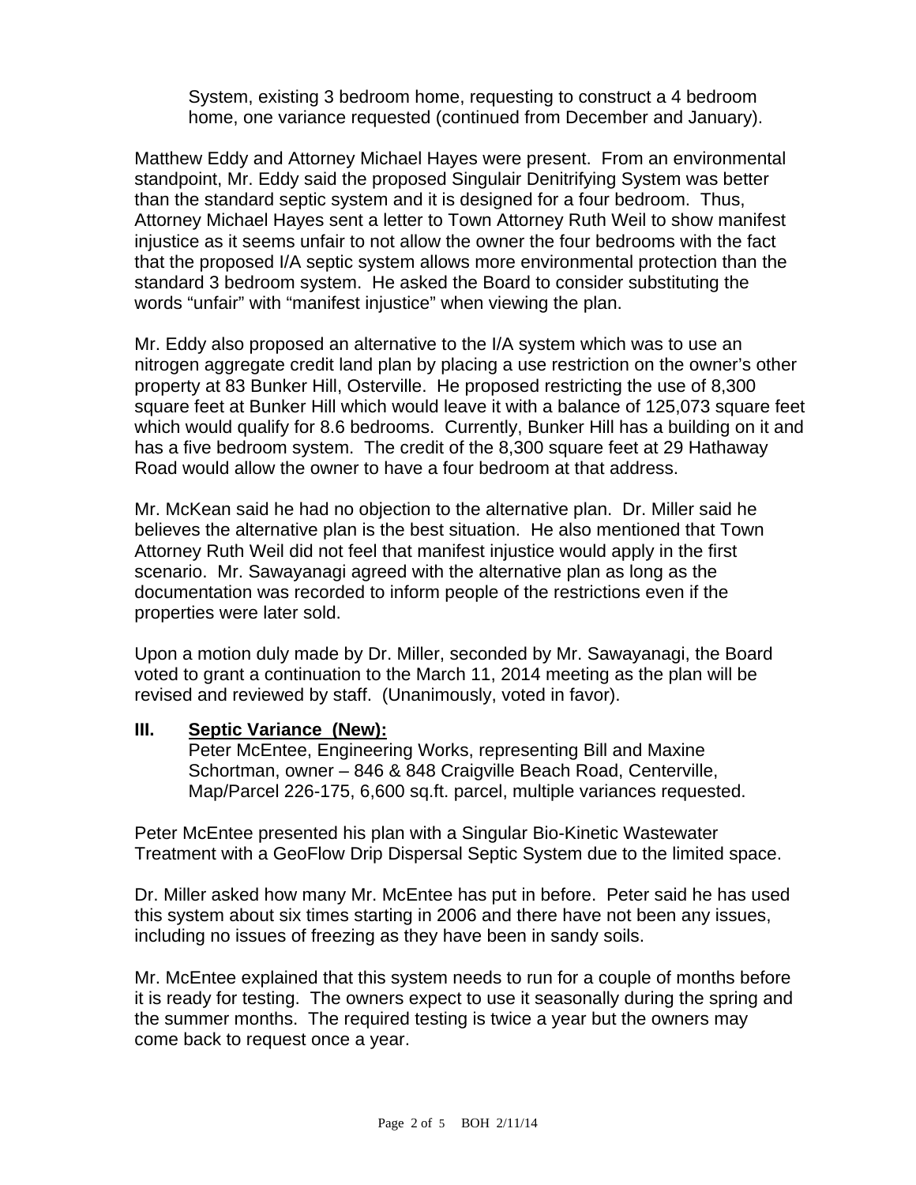System, existing 3 bedroom home, requesting to construct a 4 bedroom home, one variance requested (continued from December and January).

Matthew Eddy and Attorney Michael Hayes were present. From an environmental standpoint, Mr. Eddy said the proposed Singulair Denitrifying System was better than the standard septic system and it is designed for a four bedroom. Thus, Attorney Michael Hayes sent a letter to Town Attorney Ruth Weil to show manifest injustice as it seems unfair to not allow the owner the four bedrooms with the fact that the proposed I/A septic system allows more environmental protection than the standard 3 bedroom system. He asked the Board to consider substituting the words "unfair" with "manifest injustice" when viewing the plan.

Mr. Eddy also proposed an alternative to the I/A system which was to use an nitrogen aggregate credit land plan by placing a use restriction on the owner's other property at 83 Bunker Hill, Osterville. He proposed restricting the use of 8,300 square feet at Bunker Hill which would leave it with a balance of 125,073 square feet which would qualify for 8.6 bedrooms. Currently, Bunker Hill has a building on it and has a five bedroom system. The credit of the 8,300 square feet at 29 Hathaway Road would allow the owner to have a four bedroom at that address.

Mr. McKean said he had no objection to the alternative plan. Dr. Miller said he believes the alternative plan is the best situation. He also mentioned that Town Attorney Ruth Weil did not feel that manifest injustice would apply in the first scenario. Mr. Sawayanagi agreed with the alternative plan as long as the documentation was recorded to inform people of the restrictions even if the properties were later sold.

Upon a motion duly made by Dr. Miller, seconded by Mr. Sawayanagi, the Board voted to grant a continuation to the March 11, 2014 meeting as the plan will be revised and reviewed by staff. (Unanimously, voted in favor).

## III. Septic Variance (New):

Peter McEntee, Engineering Works, representing Bill and Maxine Schortman, owner – 846 & 848 Craigville Beach Road, Centerville, Map/Parcel 226-175, 6,600 sq.ft. parcel, multiple variances requested.

Peter McEntee presented his plan with a Singular Bio-Kinetic Wastewater Treatment with a GeoFlow Drip Dispersal Septic System due to the limited space.

Dr. Miller asked how many Mr. McEntee has put in before. Peter said he has used this system about six times starting in 2006 and there have not been any issues, including no issues of freezing as they have been in sandy soils.

Mr. McEntee explained that this system needs to run for a couple of months before it is ready for testing. The owners expect to use it seasonally during the spring and the summer months. The required testing is twice a year but the owners may come back to request once a year.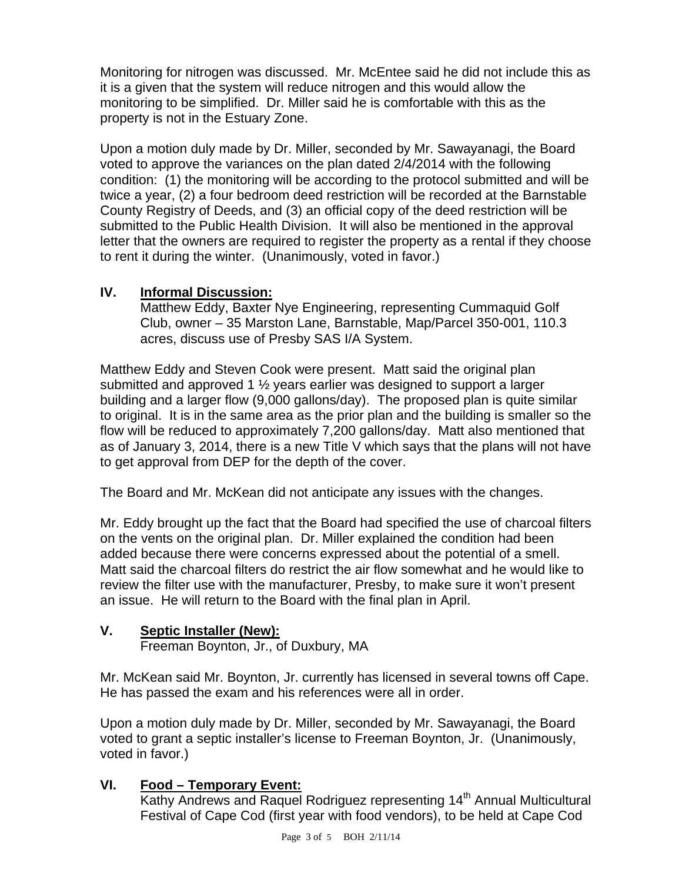Monitoring for nitrogen was discussed. Mr. McEntee said he did not include this as it is a given that the system will reduce nitrogen and this would allow the monitoring to be simplified. Dr. Miller said he is comfortable with this as the property is not in the Estuary Zone.

Upon a motion duly made by Dr. Miller, seconded by Mr. Sawayanagi, the Board voted to approve the variances on the plan dated 2/4/2014 with the following condition: (1) the monitoring will be according to the protocol submitted and will be twice a year, (2) a four bedroom deed restriction will be recorded at the Barnstable County Registry of Deeds, and (3) an official copy of the deed restriction will be submitted to the Public Health Division. It will also be mentioned in the approval letter that the owners are required to register the property as a rental if they choose to rent it during the winter. (Unanimously, voted in favor.)

## IV. Informal Discussion:

Matthew Eddy, Baxter Nye Engineering, representing Cummaquid Golf Club, owner – 35 Marston Lane, Barnstable, Map/Parcel 350-001, 110.3 acres, discuss use of Presby SAS I/A System.

Matthew Eddy and Steven Cook were present. Matt said the original plan submitted and approved 1 ½ years earlier was designed to support a larger building and a larger flow (9,000 gallons/day). The proposed plan is quite similar to original. It is in the same area as the prior plan and the building is smaller so the flow will be reduced to approximately 7,200 gallons/day. Matt also mentioned that as of January 3, 2014, there is a new Title V which says that the plans will not have to get approval from DEP for the depth of the cover.

The Board and Mr. McKean did not anticipate any issues with the changes.

Mr. Eddy brought up the fact that the Board had specified the use of charcoal filters on the vents on the original plan. Dr. Miller explained the condition had been added because there were concerns expressed about the potential of a smell. Matt said the charcoal filters do restrict the air flow somewhat and he would like to review the filter use with the manufacturer, Presby, to make sure it won't present an issue. He will return to the Board with the final plan in April.

## V. Septic Installer (New):

Freeman Boynton, Jr., of Duxbury, MA

Mr. McKean said Mr. Boynton, Jr. currently has licensed in several towns off Cape. He has passed the exam and his references were all in order.

Upon a motion duly made by Dr. Miller, seconded by Mr. Sawayanagi, the Board voted to grant a septic installer's license to Freeman Boynton, Jr. (Unanimously, voted in favor.)

## VI. Food – Temporary Event:

Kathy Andrews and Raquel Rodriguez representing 14th Annual Multicultural Festival of Cape Cod (first year with food vendors), to be held at Cape Cod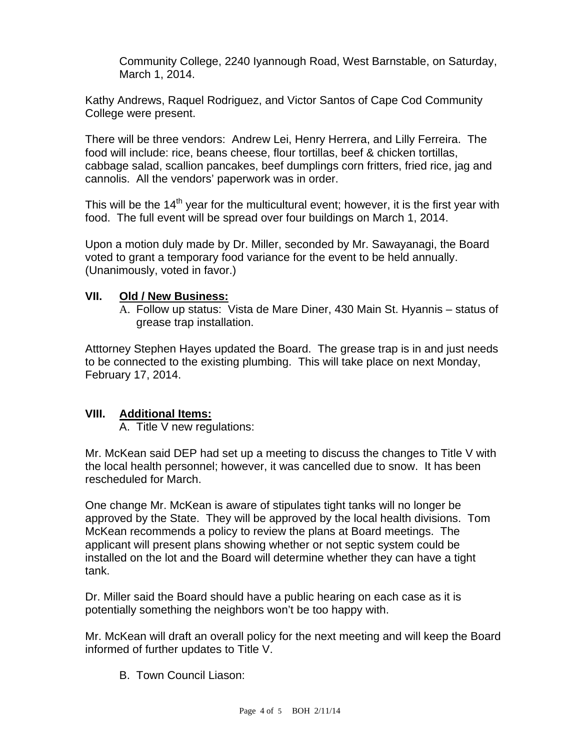Community College, 2240 Iyannough Road, West Barnstable, on Saturday, March 1, 2014.

Kathy Andrews, Raquel Rodriguez, and Victor Santos of Cape Cod Community College were present.

There will be three vendors: Andrew Lei, Henry Herrera, and Lilly Ferreira. The food will include: rice, beans cheese, flour tortillas, beef & chicken tortillas, cabbage salad, scallion pancakes, beef dumplings corn fritters, fried rice, jag and cannolis. All the vendors' paperwork was in order.

This will be the 14th year for the multicultural event; however, it is the first year with food. The full event will be spread over four buildings on March 1, 2014.

Upon a motion duly made by Dr. Miller, seconded by Mr. Sawayanagi, the Board voted to grant a temporary food variance for the event to be held annually. (Unanimously, voted in favor.)

## VII. Old / New Business:

A. Follow up status: Vista de Mare Diner, 430 Main St. Hyannis – status of grease trap installation.

Atttorney Stephen Hayes updated the Board. The grease trap is in and just needs to be connected to the existing plumbing. This will take place on next Monday, February 17, 2014.

## VIII. Additional Items:

A. Title V new regulations:

Mr. McKean said DEP had set up a meeting to discuss the changes to Title V with the local health personnel; however, it was cancelled due to snow. It has been rescheduled for March.

One change Mr. McKean is aware of stipulates tight tanks will no longer be approved by the State. They will be approved by the local health divisions. Tom McKean recommends a policy to review the plans at Board meetings. The applicant will present plans showing whether or not septic system could be installed on the lot and the Board will determine whether they can have a tight tank.

Dr. Miller said the Board should have a public hearing on each case as it is potentially something the neighbors won't be too happy with.

Mr. McKean will draft an overall policy for the next meeting and will keep the Board informed of further updates to Title V.

B. Town Council Liason: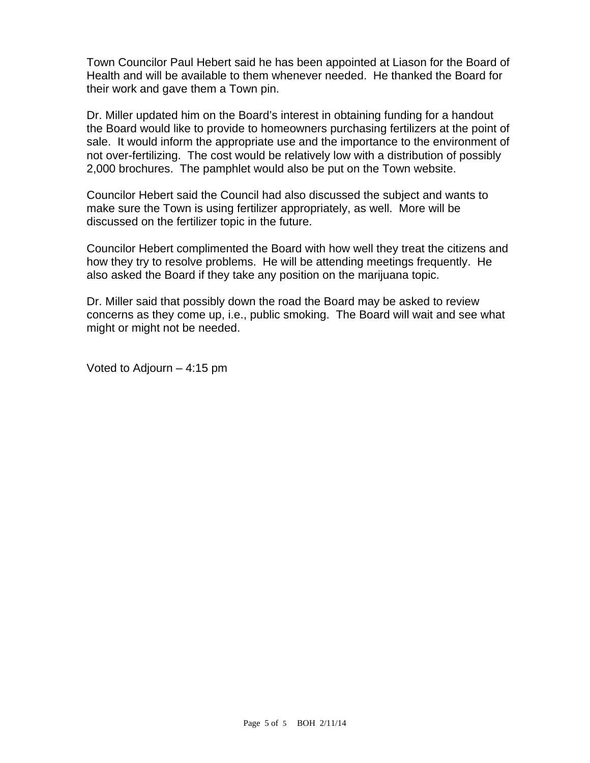Town Councilor Paul Hebert said he has been appointed at Liason for the Board of Health and will be available to them whenever needed. He thanked the Board for their work and gave them a Town pin.

Dr. Miller updated him on the Board's interest in obtaining funding for a handout the Board would like to provide to homeowners purchasing fertilizers at the point of sale. It would inform the appropriate use and the importance to the environment of not over-fertilizing. The cost would be relatively low with a distribution of possibly 2,000 brochures. The pamphlet would also be put on the Town website.

Councilor Hebert said the Council had also discussed the subject and wants to make sure the Town is using fertilizer appropriately, as well. More will be discussed on the fertilizer topic in the future.

Councilor Hebert complimented the Board with how well they treat the citizens and how they try to resolve problems. He will be attending meetings frequently. He also asked the Board if they take any position on the marijuana topic.

Dr. Miller said that possibly down the road the Board may be asked to review concerns as they come up, i.e., public smoking. The Board will wait and see what might or might not be needed.

Voted to Adjourn – 4:15 pm